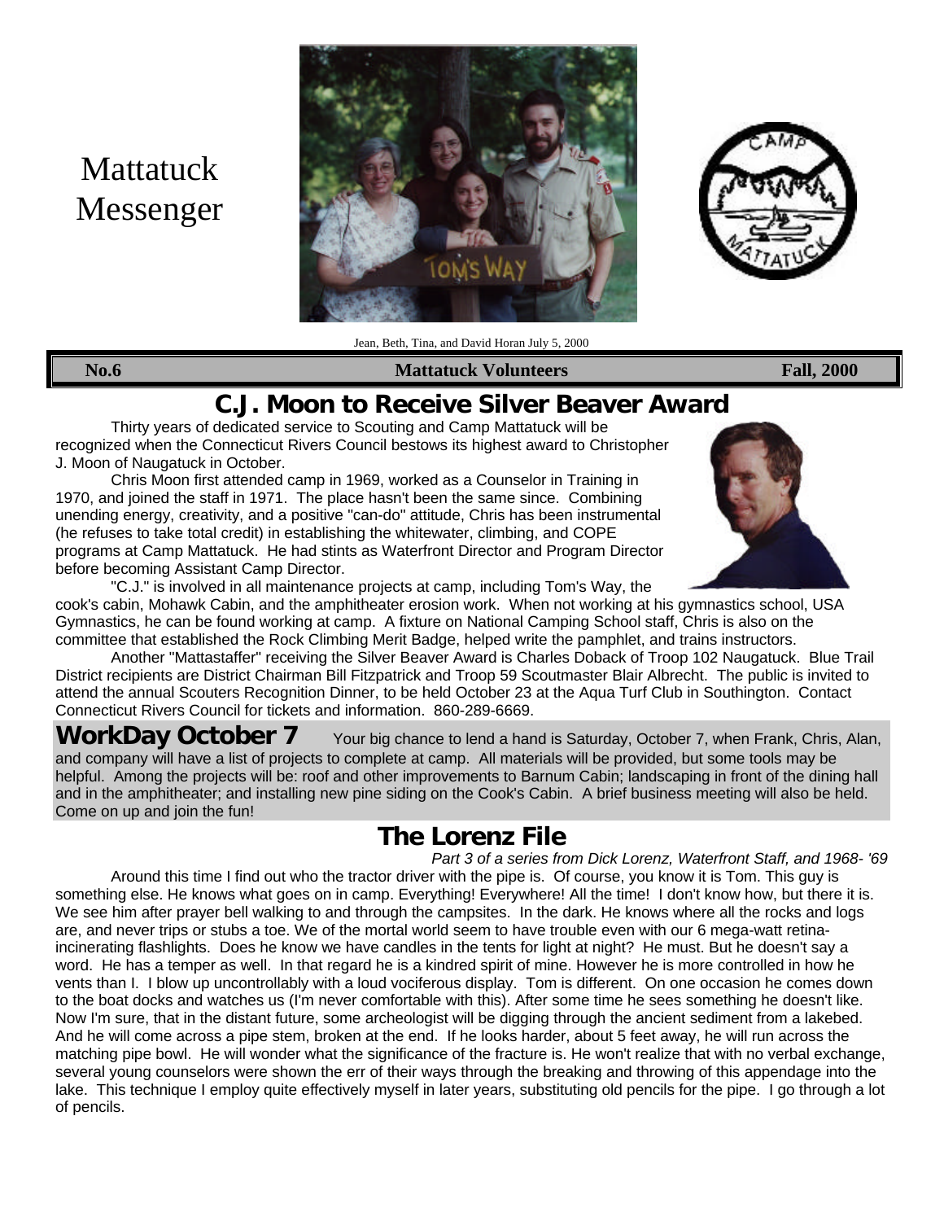# Mattatuck Messenger

Jean, Beth, Tina, and David Horan July 5, 2000

**No.6** **Mattatuck Volunteers** **Fall, 2000**

## C.J. Moon to Receive Silver Beaver Award

Thirty years of dedicated service to Scouting and Camp Mattatuck will be recognized when the Connecticut Rivers Council bestows its highest award to Christopher J. Moon of Naugatuck in October.

Chris Moon first attended camp in 1969, worked as a Counselor in Training in 1970, and joined the staff in 1971. The place hasn't been the same since. Combining unending energy, creativity, and a positive "can-do" attitude, Chris has been instrumental (he refuses to take total credit) in establishing the whitewater, climbing, and COPE programs at Camp Mattatuck. He had stints as Waterfront Director and Program Director before becoming Assistant Camp Director.

"C.J." is involved in all maintenance projects at camp, including Tom's Way, the cook's cabin, Mohawk Cabin, and the amphitheater erosion work. When not working at his gymnastics school, USA Gymnastics, he can be found working at camp. A fixture on National Camping School staff, Chris is also on the committee that established the Rock Climbing Merit Badge, helped write the pamphlet, and trains instructors.

Another "Mattastaffer" receiving the Silver Beaver Award is Charles Doback of Troop 102 Naugatuck. Blue Trail District recipients are District Chairman Bill Fitzpatrick and Troop 59 Scoutmaster Blair Albrecht. The public is invited to attend the annual Scouters Recognition Dinner, to be held October 23 at the Aqua Turf Club in Southington. Contact Connecticut Rivers Council for tickets and information. 860-289-6669.

**WorkDay October 7** Your big chance to lend a hand is Saturday, October 7, when Frank, Chris, Alan, and company will have a list of projects to complete at camp. All materials will be provided, but some tools may be helpful. Among the projects will be: roof and other improvements to Barnum Cabin; landscaping in front of the dining hall and in the amphitheater; and installing new pine siding on the Cook's Cabin. A brief business meeting will also be held. Come on up and join the fun!

## The Lorenz File

*Part 3 of a series from Dick Lorenz, Waterfront Staff, and 1968- '69*

Around this time I find out who the tractor driver with the pipe is. Of course, you know it is Tom. This guy is something else. He knows what goes on in camp. Everything! Everywhere! All the time! I don't know how, but there it is. We see him after prayer bell walking to and through the campsites. In the dark. He knows where all the rocks and logs are, and never trips or stubs a toe. We of the mortal world seem to have trouble even with our 6 mega-watt retina-incinerating flashlights. Does he know we have candles in the tents for light at night? He must. But he doesn't say a word. He has a temper as well. In that regard he is a kindred spirit of mine. However he is more controlled in how he vents than I. I blow up uncontrollably with a loud vociferous display. Tom is different. On one occasion he comes down to the boat docks and watches us (I'm never comfortable with this). After some time he sees something he doesn't like. Now I'm sure, that in the distant future, some archeologist will be digging through the ancient sediment from a lakebed. And he will come across a pipe stem, broken at the end. If he looks harder, about 5 feet away, he will run across the matching pipe bowl. He will wonder what the significance of the fracture is. He won't realize that with no verbal exchange, several young counselors were shown the err of their ways through the breaking and throwing of this appendage into the lake. This technique I employ quite effectively myself in later years, substituting old pencils for the pipe. I go through a lot of pencils.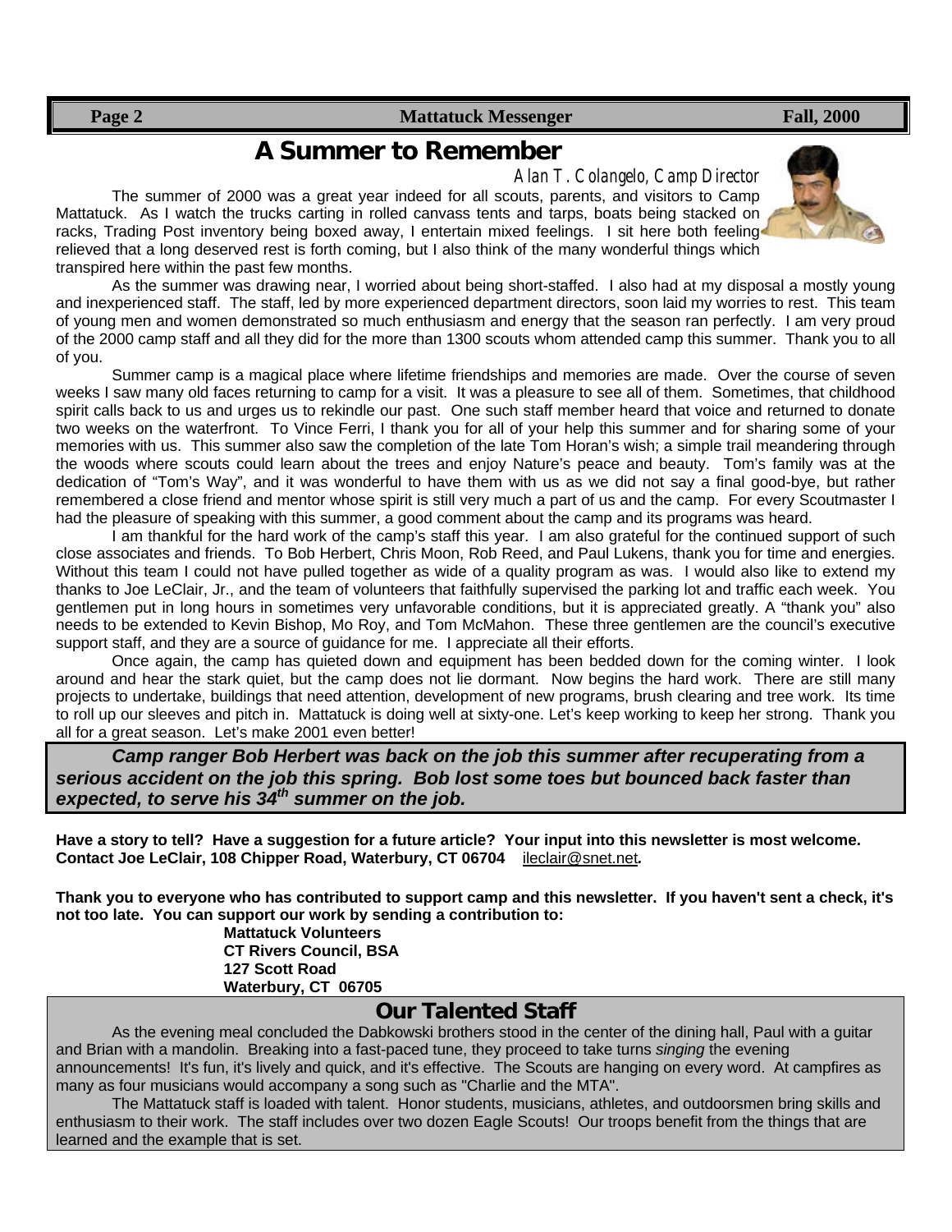## A Summer to Remember

*Alan T. Colangelo, Camp Director*

The summer of 2000 was a great year indeed for all scouts, parents, and visitors to Camp Mattatuck. As I watch the trucks carting in rolled canvass tents and tarps, boats being stacked on racks, Trading Post inventory being boxed away, I entertain mixed feelings. I sit here both feeling relieved that a long deserved rest is forth coming, but I also think of the many wonderful things which transpired here within the past few months.

As the summer was drawing near, I worried about being short-staffed. I also had at my disposal a mostly young and inexperienced staff. The staff, led by more experienced department directors, soon laid my worries to rest. This team of young men and women demonstrated so much enthusiasm and energy that the season ran perfectly. I am very proud of the 2000 camp staff and all they did for the more than 1300 scouts whom attended camp this summer. Thank you to all of you.

Summer camp is a magical place where lifetime friendships and memories are made. Over the course of seven weeks I saw many old faces returning to camp for a visit. It was a pleasure to see all of them. Sometimes, that childhood spirit calls back to us and urges us to rekindle our past. One such staff member heard that voice and returned to donate two weeks on the waterfront. To Vince Ferri, I thank you for all of your help this summer and for sharing some of your memories with us. This summer also saw the completion of the late Tom Horan's wish; a simple trail meandering through the woods where scouts could learn about the trees and enjoy Nature's peace and beauty. Tom's family was at the dedication of "Tom's Way", and it was wonderful to have them with us as we did not say a final good-bye, but rather remembered a close friend and mentor whose spirit is still very much a part of us and the camp. For every Scoutmaster I had the pleasure of speaking with this summer, a good comment about the camp and its programs was heard.

I am thankful for the hard work of the camp's staff this year. I am also grateful for the continued support of such close associates and friends. To Bob Herbert, Chris Moon, Rob Reed, and Paul Lukens, thank you for time and energies. Without this team I could not have pulled together as wide of a quality program as was. I would also like to extend my thanks to Joe LeClair, Jr., and the team of volunteers that faithfully supervised the parking lot and traffic each week. You gentlemen put in long hours in sometimes very unfavorable conditions, but it is appreciated greatly. A "thank you" also needs to be extended to Kevin Bishop, Mo Roy, and Tom McMahon. These three gentlemen are the council's executive support staff, and they are a source of guidance for me. I appreciate all their efforts.

Once again, the camp has quieted down and equipment has been bedded down for the coming winter. I look around and hear the stark quiet, but the camp does not lie dormant. Now begins the hard work. There are still many projects to undertake, buildings that need attention, development of new programs, brush clearing and tree work. Its time to roll up our sleeves and pitch in. Mattatuck is doing well at sixty-one. Let's keep working to keep her strong. Thank you all for a great season. Let's make 2001 even better!

***Camp ranger Bob Herbert was back on the job this summer after recuperating from a serious accident on the job this spring. Bob lost some toes but bounced back faster than expected, to serve his 34th summer on the job.***

**Have a story to tell? Have a suggestion for a future article? Your input into this newsletter is most welcome. Contact Joe LeClair, 108 Chipper Road, Waterbury, CT 06704** ileclair@snet.net**.**

**Thank you to everyone who has contributed to support camp and this newsletter. If you haven't sent a check, it's not too late. You can support our work by sending a contribution to:**

**Mattatuck Volunteers**
**CT Rivers Council, BSA**
**127 Scott Road**
**Waterbury, CT 06705**

## Our Talented Staff

As the evening meal concluded the Dabkowski brothers stood in the center of the dining hall, Paul with a guitar and Brian with a mandolin. Breaking into a fast-paced tune, they proceed to take turns *singing* the evening announcements! It's fun, it's lively and quick, and it's effective. The Scouts are hanging on every word. At campfires as many as four musicians would accompany a song such as "Charlie and the MTA".

The Mattatuck staff is loaded with talent. Honor students, musicians, athletes, and outdoorsmen bring skills and enthusiasm to their work. The staff includes over two dozen Eagle Scouts! Our troops benefit from the things that are learned and the example that is set.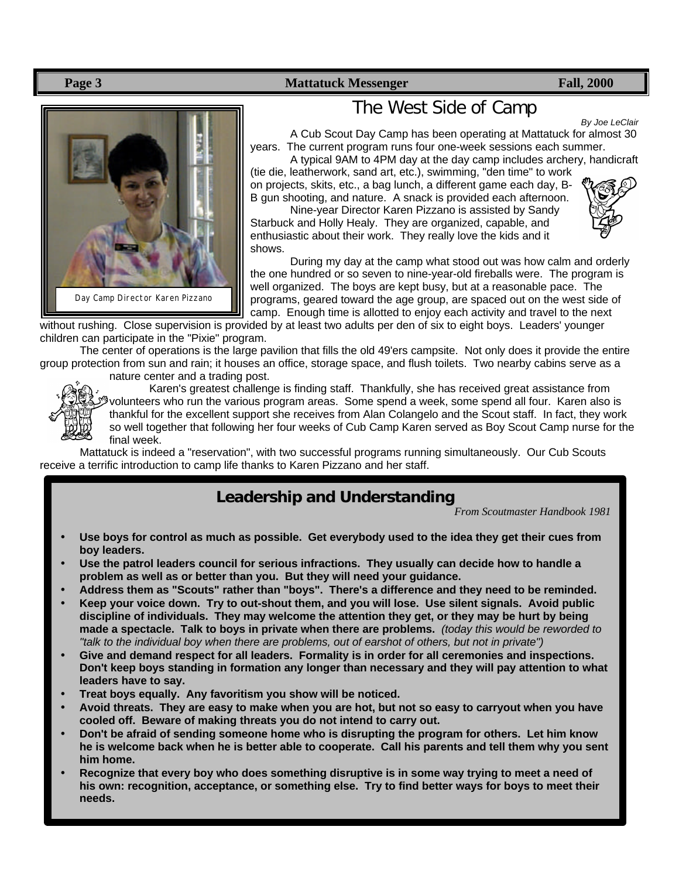# The West Side of Camp

*By Joe LeClair*

A Cub Scout Day Camp has been operating at Mattatuck for almost 30 years. The current program runs four one-week sessions each summer.

A typical 9AM to 4PM day at the day camp includes archery, handicraft (tie die, leatherwork, sand art, etc.), swimming, "den time" to work on projects, skits, etc., a bag lunch, a different game each day, B-B gun shooting, and nature. A snack is provided each afternoon.

Nine-year Director Karen Pizzano is assisted by Sandy Starbuck and Holly Healy. They are organized, capable, and enthusiastic about their work. They really love the kids and it shows.

During my day at the camp what stood out was how calm and orderly the one hundred or so seven to nine-year-old fireballs were. The program is well organized. The boys are kept busy, but at a reasonable pace. The programs, geared toward the age group, are spaced out on the west side of camp. Enough time is allotted to enjoy each activity and travel to the next without rushing. Close supervision is provided by at least two adults per den of six to eight boys. Leaders' younger children can participate in the "Pixie" program.

Day Camp Director Karen Pizzano

The center of operations is the large pavilion that fills the old 49'ers campsite. Not only does it provide the entire group protection from sun and rain; it houses an office, storage space, and flush toilets. Two nearby cabins serve as a nature center and a trading post.

Karen's greatest challenge is finding staff. Thankfully, she has received great assistance from volunteers who run the various program areas. Some spend a week, some spend all four. Karen also is thankful for the excellent support she receives from Alan Colangelo and the Scout staff. In fact, they work so well together that following her four weeks of Cub Camp Karen served as Boy Scout Camp nurse for the final week.

Mattatuck is indeed a "reservation", with two successful programs running simultaneously. Our Cub Scouts receive a terrific introduction to camp life thanks to Karen Pizzano and her staff.

## Leadership and Understanding

*From Scoutmaster Handbook 1981*

- **Use boys for control as much as possible. Get everybody used to the idea they get their cues from boy leaders.**
- **Use the patrol leaders council for serious infractions. They usually can decide how to handle a problem as well as or better than you. But they will need your guidance.**
- **Address them as "Scouts" rather than "boys". There's a difference and they need to be reminded.**
- **Keep your voice down. Try to out-shout them, and you will lose. Use silent signals. Avoid public discipline of individuals. They may welcome the attention they get, or they may be hurt by being made a spectacle. Talk to boys in private when there are problems.** *(today this would be reworded to "talk to the individual boy when there are problems, out of earshot of others, but not in private")*
- **Give and demand respect for all leaders. Formality is in order for all ceremonies and inspections. Don't keep boys standing in formation any longer than necessary and they will pay attention to what leaders have to say.**
- **Treat boys equally. Any favoritism you show will be noticed.**
- **Avoid threats. They are easy to make when you are hot, but not so easy to carryout when you have cooled off. Beware of making threats you do not intend to carry out.**
- **Don't be afraid of sending someone home who is disrupting the program for others. Let him know he is welcome back when he is better able to cooperate. Call his parents and tell them why you sent him home.**
- **Recognize that every boy who does something disruptive is in some way trying to meet a need of his own: recognition, acceptance, or something else. Try to find better ways for boys to meet their needs.**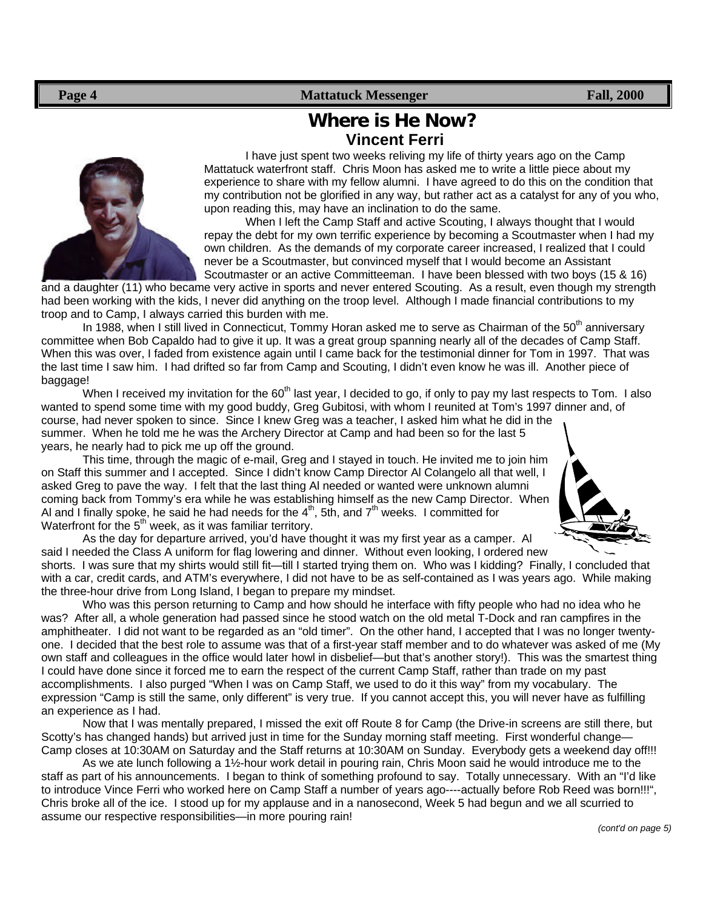# Where is He Now?

## Vincent Ferri

I have just spent two weeks reliving my life of thirty years ago on the Camp Mattatuck waterfront staff. Chris Moon has asked me to write a little piece about my experience to share with my fellow alumni. I have agreed to do this on the condition that my contribution not be glorified in any way, but rather act as a catalyst for any of you who, upon reading this, may have an inclination to do the same.

When I left the Camp Staff and active Scouting, I always thought that I would repay the debt for my own terrific experience by becoming a Scoutmaster when I had my own children. As the demands of my corporate career increased, I realized that I could never be a Scoutmaster, but convinced myself that I would become an Assistant Scoutmaster or an active Committeeman. I have been blessed with two boys (15 & 16) and a daughter (11) who became very active in sports and never entered Scouting. As a result, even though my strength had been working with the kids, I never did anything on the troop level. Although I made financial contributions to my troop and to Camp, I always carried this burden with me.

In 1988, when I still lived in Connecticut, Tommy Horan asked me to serve as Chairman of the 50th anniversary committee when Bob Capaldo had to give it up. It was a great group spanning nearly all of the decades of Camp Staff. When this was over, I faded from existence again until I came back for the testimonial dinner for Tom in 1997. That was the last time I saw him. I had drifted so far from Camp and Scouting, I didn't even know he was ill. Another piece of baggage!

When I received my invitation for the 60th last year, I decided to go, if only to pay my last respects to Tom. I also wanted to spend some time with my good buddy, Greg Gubitosi, with whom I reunited at Tom's 1997 dinner and, of course, had never spoken to since. Since I knew Greg was a teacher, I asked him what he did in the summer. When he told me he was the Archery Director at Camp and had been so for the last 5 years, he nearly had to pick me up off the ground.

This time, through the magic of e-mail, Greg and I stayed in touch. He invited me to join him on Staff this summer and I accepted. Since I didn't know Camp Director Al Colangelo all that well, I asked Greg to pave the way. I felt that the last thing Al needed or wanted were unknown alumni coming back from Tommy's era while he was establishing himself as the new Camp Director. When Al and I finally spoke, he said he had needs for the 4th, 5th, and 7th weeks. I committed for Waterfront for the 5th week, as it was familiar territory.

As the day for departure arrived, you'd have thought it was my first year as a camper. Al said I needed the Class A uniform for flag lowering and dinner. Without even looking, I ordered new shorts. I was sure that my shirts would still fit—till I started trying them on. Who was I kidding? Finally, I concluded that with a car, credit cards, and ATM's everywhere, I did not have to be as self-contained as I was years ago. While making the three-hour drive from Long Island, I began to prepare my mindset.

Who was this person returning to Camp and how should he interface with fifty people who had no idea who he was? After all, a whole generation had passed since he stood watch on the old metal T-Dock and ran campfires in the amphitheater. I did not want to be regarded as an "old timer". On the other hand, I accepted that I was no longer twenty-one. I decided that the best role to assume was that of a first-year staff member and to do whatever was asked of me (My own staff and colleagues in the office would later howl in disbelief—but that's another story!). This was the smartest thing I could have done since it forced me to earn the respect of the current Camp Staff, rather than trade on my past accomplishments. I also purged "When I was on Camp Staff, we used to do it this way" from my vocabulary. The expression "Camp is still the same, only different" is very true. If you cannot accept this, you will never have as fulfilling an experience as I had.

Now that I was mentally prepared, I missed the exit off Route 8 for Camp (the Drive-in screens are still there, but Scotty's has changed hands) but arrived just in time for the Sunday morning staff meeting. First wonderful change—Camp closes at 10:30AM on Saturday and the Staff returns at 10:30AM on Sunday. Everybody gets a weekend day off!!!

As we ate lunch following a 1½-hour work detail in pouring rain, Chris Moon said he would introduce me to the staff as part of his announcements. I began to think of something profound to say. Totally unnecessary. With an "I'd like to introduce Vince Ferri who worked here on Camp Staff a number of years ago----actually before Rob Reed was born!!!", Chris broke all of the ice. I stood up for my applause and in a nanosecond, Week 5 had begun and we all scurried to assume our respective responsibilities—in more pouring rain!

*(cont'd on page 5)*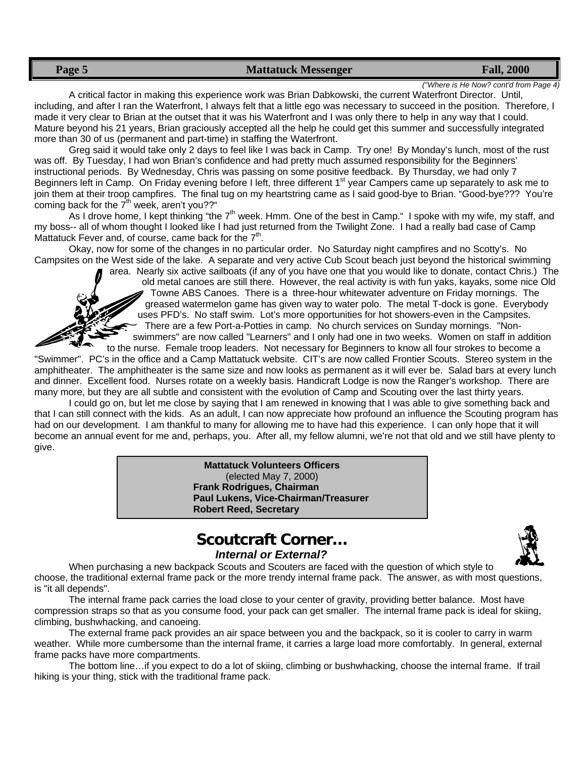*("Where is He Now? cont'd from Page 4)*

A critical factor in making this experience work was Brian Dabkowski, the current Waterfront Director. Until, including, and after I ran the Waterfront, I always felt that a little ego was necessary to succeed in the position. Therefore, I made it very clear to Brian at the outset that it was his Waterfront and I was only there to help in any way that I could. Mature beyond his 21 years, Brian graciously accepted all the help he could get this summer and successfully integrated more than 30 of us (permanent and part-time) in staffing the Waterfront.

Greg said it would take only 2 days to feel like I was back in Camp. Try one! By Monday's lunch, most of the rust was off. By Tuesday, I had won Brian's confidence and had pretty much assumed responsibility for the Beginners' instructional periods. By Wednesday, Chris was passing on some positive feedback. By Thursday, we had only 7 Beginners left in Camp. On Friday evening before I left, three different 1st year Campers came up separately to ask me to join them at their troop campfires. The final tug on my heartstring came as I said good-bye to Brian. "Good-bye??? You're coming back for the 7th week, aren't you??"

As I drove home, I kept thinking "the 7th week. Hmm. One of the best in Camp." I spoke with my wife, my staff, and my boss-- all of whom thought I looked like I had just returned from the Twilight Zone. I had a really bad case of Camp Mattatuck Fever and, of course, came back for the 7th.

Okay, now for some of the changes in no particular order. No Saturday night campfires and no Scotty's. No Campsites on the West side of the lake. A separate and very active Cub Scout beach just beyond the historical swimming area. Nearly six active sailboats (if any of you have one that you would like to donate, contact Chris.) The old metal canoes are still there. However, the real activity is with fun yaks, kayaks, some nice Old Towne ABS Canoes. There is a three-hour whitewater adventure on Friday mornings. The greased watermelon game has given way to water polo. The metal T-dock is gone. Everybody uses PFD's. No staff swim. Lot's more opportunities for hot showers-even in the Campsites. There are a few Port-a-Potties in camp. No church services on Sunday mornings. "Non-swimmers" are now called "Learners" and I only had one in two weeks. Women on staff in addition to the nurse. Female troop leaders. Not necessary for Beginners to know all four strokes to become a "Swimmer". PC's in the office and a Camp Mattatuck website. CIT's are now called Frontier Scouts. Stereo system in the amphitheater. The amphitheater is the same size and now looks as permanent as it will ever be. Salad bars at every lunch and dinner. Excellent food. Nurses rotate on a weekly basis. Handicraft Lodge is now the Ranger's workshop. There are many more, but they are all subtle and consistent with the evolution of Camp and Scouting over the last thirty years.

I could go on, but let me close by saying that I am renewed in knowing that I was able to give something back and that I can still connect with the kids. As an adult, I can now appreciate how profound an influence the Scouting program has had on our development. I am thankful to many for allowing me to have had this experience. I can only hope that it will become an annual event for me and, perhaps, you. After all, my fellow alumni, we're not that old and we still have plenty to give.

**Mattatuck Volunteers Officers**
(elected May 7, 2000)
**Frank Rodrigues, Chairman**
**Paul Lukens, Vice-Chairman/Treasurer**
**Robert Reed, Secretary**

## Scoutcraft Corner…

***Internal or External?***

When purchasing a new backpack Scouts and Scouters are faced with the question of which style to choose, the traditional external frame pack or the more trendy internal frame pack. The answer, as with most questions, is "it all depends".

The internal frame pack carries the load close to your center of gravity, providing better balance. Most have compression straps so that as you consume food, your pack can get smaller. The internal frame pack is ideal for skiing, climbing, bushwhacking, and canoeing.

The external frame pack provides an air space between you and the backpack, so it is cooler to carry in warm weather. While more cumbersome than the internal frame, it carries a large load more comfortably. In general, external frame packs have more compartments.

The bottom line…if you expect to do a lot of skiing, climbing or bushwhacking, choose the internal frame. If trail hiking is your thing, stick with the traditional frame pack.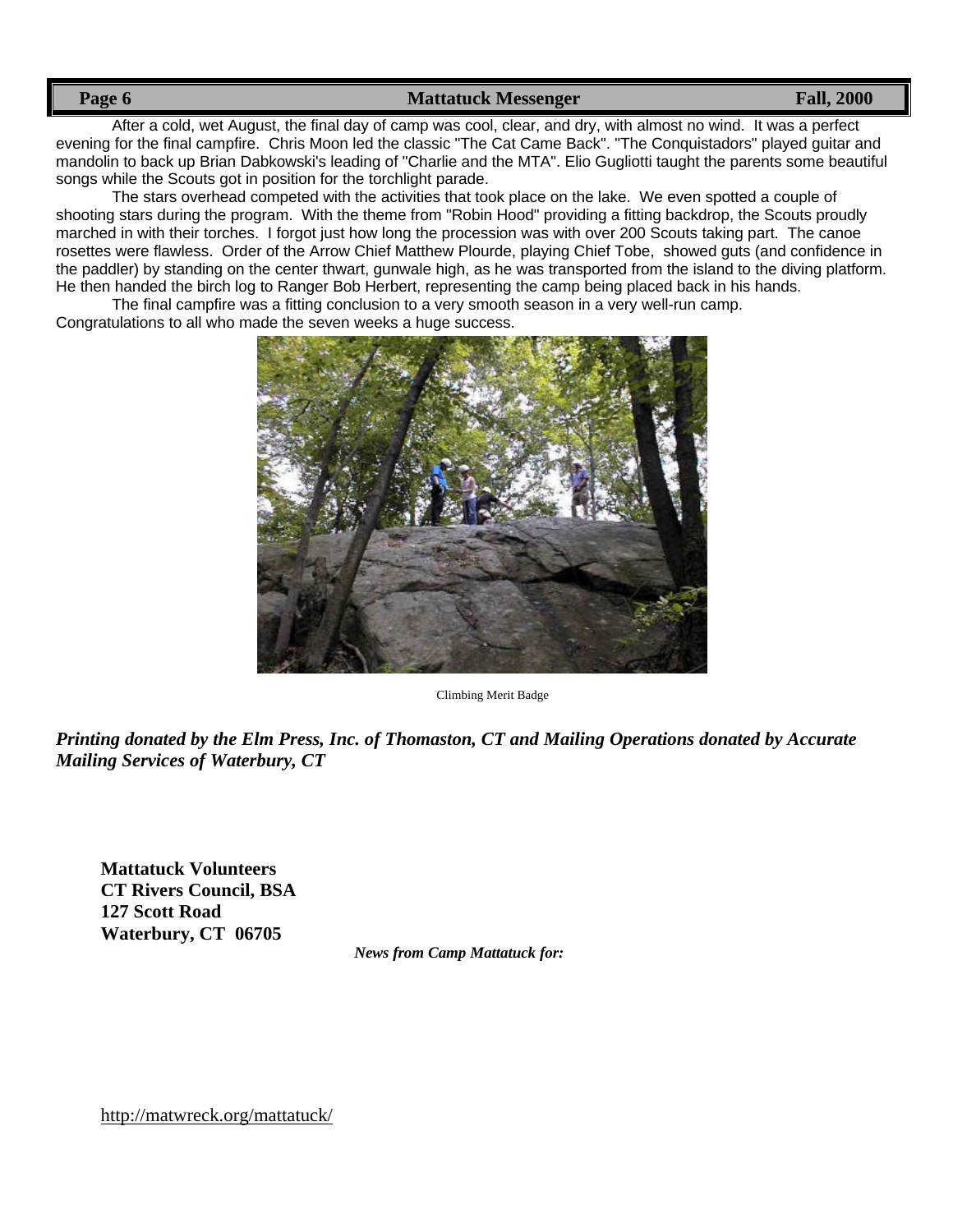After a cold, wet August, the final day of camp was cool, clear, and dry, with almost no wind. It was a perfect evening for the final campfire. Chris Moon led the classic "The Cat Came Back". "The Conquistadors" played guitar and mandolin to back up Brian Dabkowski's leading of "Charlie and the MTA". Elio Gugliotti taught the parents some beautiful songs while the Scouts got in position for the torchlight parade.

The stars overhead competed with the activities that took place on the lake. We even spotted a couple of shooting stars during the program. With the theme from "Robin Hood" providing a fitting backdrop, the Scouts proudly marched in with their torches. I forgot just how long the procession was with over 200 Scouts taking part. The canoe rosettes were flawless. Order of the Arrow Chief Matthew Plourde, playing Chief Tobe, showed guts (and confidence in the paddler) by standing on the center thwart, gunwale high, as he was transported from the island to the diving platform. He then handed the birch log to Ranger Bob Herbert, representing the camp being placed back in his hands.

The final campfire was a fitting conclusion to a very smooth season in a very well-run camp. Congratulations to all who made the seven weeks a huge success.

Climbing Merit Badge

***Printing donated by the Elm Press, Inc. of Thomaston, CT and Mailing Operations donated by Accurate Mailing Services of Waterbury, CT***

**Mattatuck Volunteers**
**CT Rivers Council, BSA**
**127 Scott Road**
**Waterbury, CT 06705**

***News from Camp Mattatuck for:***

http://matwreck.org/mattatuck/